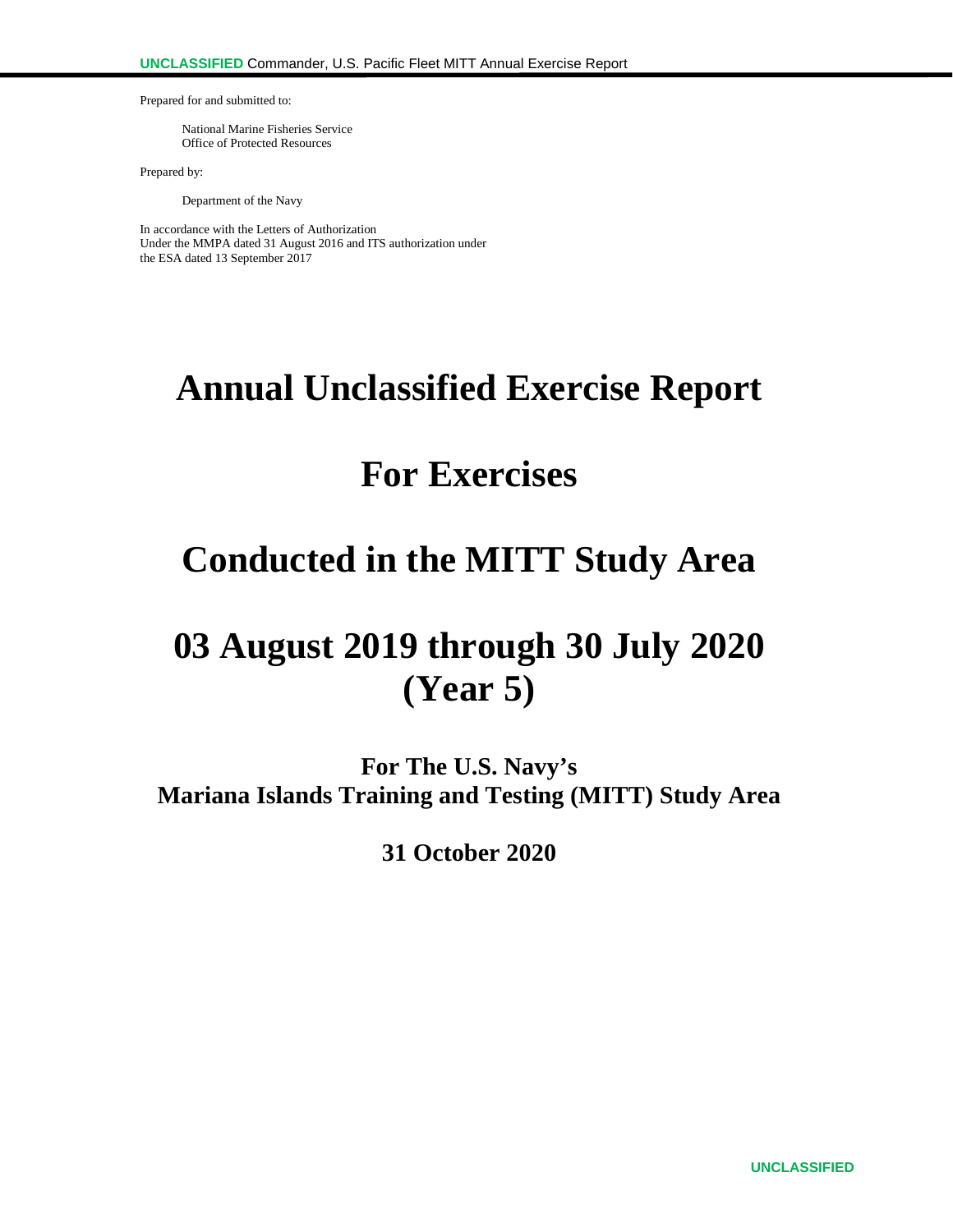Prepared for and submitted to:

National Marine Fisheries Service
Office of Protected Resources

Prepared by:

Department of the Navy

In accordance with the Letters of Authorization
Under the MMPA dated 31 August 2016 and ITS authorization under
the ESA dated 13 September 2017

# Annual Unclassified Exercise Report

# For Exercises

# Conducted in the MITT Study Area

# 03 August 2019 through 30 July 2020 (Year 5)

**For The U.S. Navy's**
**Mariana Islands Training and Testing (MITT) Study Area**

**31 October 2020**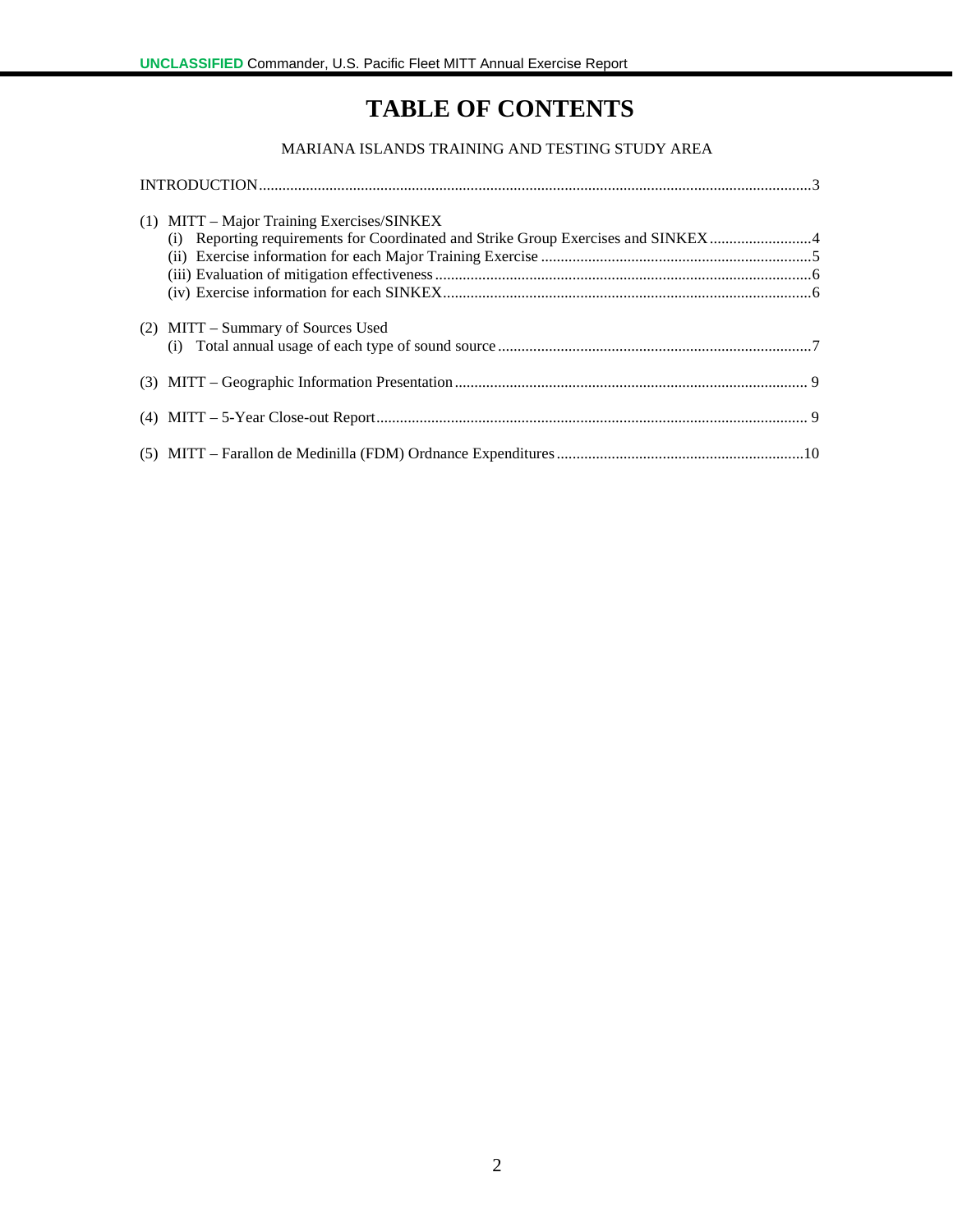# TABLE OF CONTENTS

MARIANA ISLANDS TRAINING AND TESTING STUDY AREA

INTRODUCTION....3

(1) MITT – Major Training Exercises/SINKEX
- (i) Reporting requirements for Coordinated and Strike Group Exercises and SINKEX....4
- (ii) Exercise information for each Major Training Exercise....5
- (iii) Evaluation of mitigation effectiveness....6
- (iv) Exercise information for each SINKEX....6

(2) MITT – Summary of Sources Used
- (i) Total annual usage of each type of sound source....7

(3) MITT – Geographic Information Presentation....9

(4) MITT – 5-Year Close-out Report....9

(5) MITT – Farallon de Medinilla (FDM) Ordnance Expenditures....10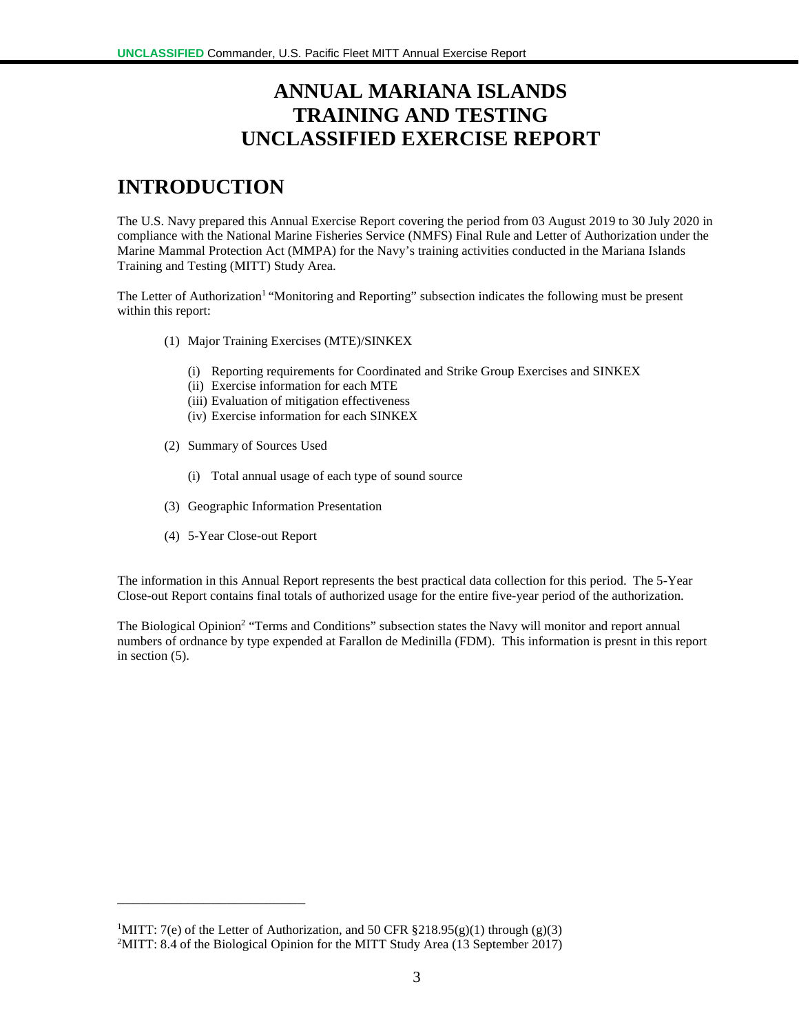# ANNUAL MARIANA ISLANDS TRAINING AND TESTING UNCLASSIFIED EXERCISE REPORT

## INTRODUCTION

The U.S. Navy prepared this Annual Exercise Report covering the period from 03 August 2019 to 30 July 2020 in compliance with the National Marine Fisheries Service (NMFS) Final Rule and Letter of Authorization under the Marine Mammal Protection Act (MMPA) for the Navy's training activities conducted in the Mariana Islands Training and Testing (MITT) Study Area.

The Letter of Authorization[1] "Monitoring and Reporting" subsection indicates the following must be present within this report:

(1) Major Training Exercises (MTE)/SINKEX

- (i) Reporting requirements for Coordinated and Strike Group Exercises and SINKEX
- (ii) Exercise information for each MTE
- (iii) Evaluation of mitigation effectiveness
- (iv) Exercise information for each SINKEX

(2) Summary of Sources Used

- (i) Total annual usage of each type of sound source

(3) Geographic Information Presentation

(4) 5-Year Close-out Report

The information in this Annual Report represents the best practical data collection for this period. The 5-Year Close-out Report contains final totals of authorized usage for the entire five-year period of the authorization.

The Biological Opinion[2] "Terms and Conditions" subsection states the Navy will monitor and report annual numbers of ordnance by type expended at Farallon de Medinilla (FDM). This information is presnt in this report in section (5).

---

[1]MITT: 7(e) of the Letter of Authorization, and 50 CFR §218.95(g)(1) through (g)(3)

[2]MITT: 8.4 of the Biological Opinion for the MITT Study Area (13 September 2017)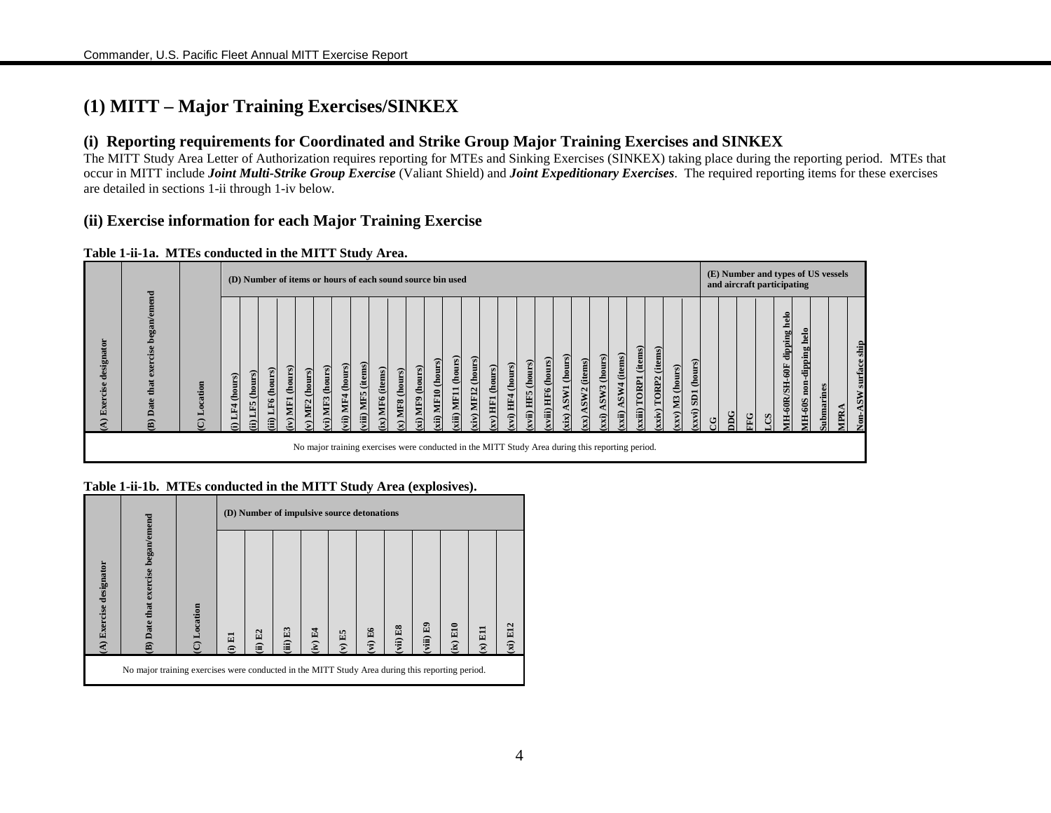# (1) MITT – Major Training Exercises/SINKEX

## (i) Reporting requirements for Coordinated and Strike Group Major Training Exercises and SINKEX

The MITT Study Area Letter of Authorization requires reporting for MTEs and Sinking Exercises (SINKEX) taking place during the reporting period. MTEs that occur in MITT include ***Joint Multi-Strike Group Exercise*** (Valiant Shield) and ***Joint Expeditionary Exercises***. The required reporting items for these exercises are detailed in sections 1-ii through 1-iv below.

## (ii) Exercise information for each Major Training Exercise

**Table 1-ii-1a. MTEs conducted in the MITT Study Area.**

| (A) Exercise designator | (B) Date that exercise began/emend | (C) Location | (D) Number of items or hours of each sound source bin used | | | | | | | | | | | | | | | | | | | | | | | | | | (E) Number and types of US vessels and aircraft participating | | | | | | | | | |
|---|---|---|---|---|---|---|---|---|---|---|---|---|---|---|---|---|---|---|---|---|---|---|---|---|---|---|---|---|---|---|---|---|---|---|---|---|---|---|
| | | | (i) LF4 (hours) | (ii) LF5 (hours) | (iii) LF6 (hours) | (iv) MF1 (hours) | (v) MF2 (hours) | (vi) MF3 (hours) | (vii) MF4 (hours) | (viii) MF5 (items) | (ix) MF6 (items) | (x) MF8 (hours) | (xi) MF9 (hours) | (xii) MF10 (hours) | (xiii) MF11 (hours) | (xiv) MF12 (hours) | (xv) HF1 (hours) | (xvi) HF4 (hours) | (xvii) HF5 (hours) | (xviii) HF6 (hours) | (xix) ASW1 (hours) | (xx) ASW2 (items) | (xxi) ASW3 (hours) | (xxii) ASW4 (items) | (xxiii) TORP1 (items) | (xxiv) TORP2 (items) | (xxv) M3 (hours) | (xxvi) SD1 (hours) | CG | DDG | FFG | LCS | MH-60R/SH-60F dipping helo | MH-60S non-dipping helo | Submarines | MPRA | Non-ASW surface ship |
| No major training exercises were conducted in the MITT Study Area during this reporting period. | | | | | | | | | | | | | | | | | | | | | | | | | | | | | | | | | | | | | | |

**Table 1-ii-1b. MTEs conducted in the MITT Study Area (explosives).**

| (A) Exercise designator | (B) Date that exercise began/emend | (C) Location | (D) Number of impulsive source detonations | | | | | | | | | | |
|---|---|---|---|---|---|---|---|---|---|---|---|---|---|
| | | | (i) E1 | (ii) E2 | (iii) E3 | (iv) E4 | (v) E5 | (vi) E6 | (vii) E8 | (viii) E9 | (ix) E10 | (x) E11 | (xi) E12 |
| No major training exercises were conducted in the MITT Study Area during this reporting period. | | | | | | | | | | | | | |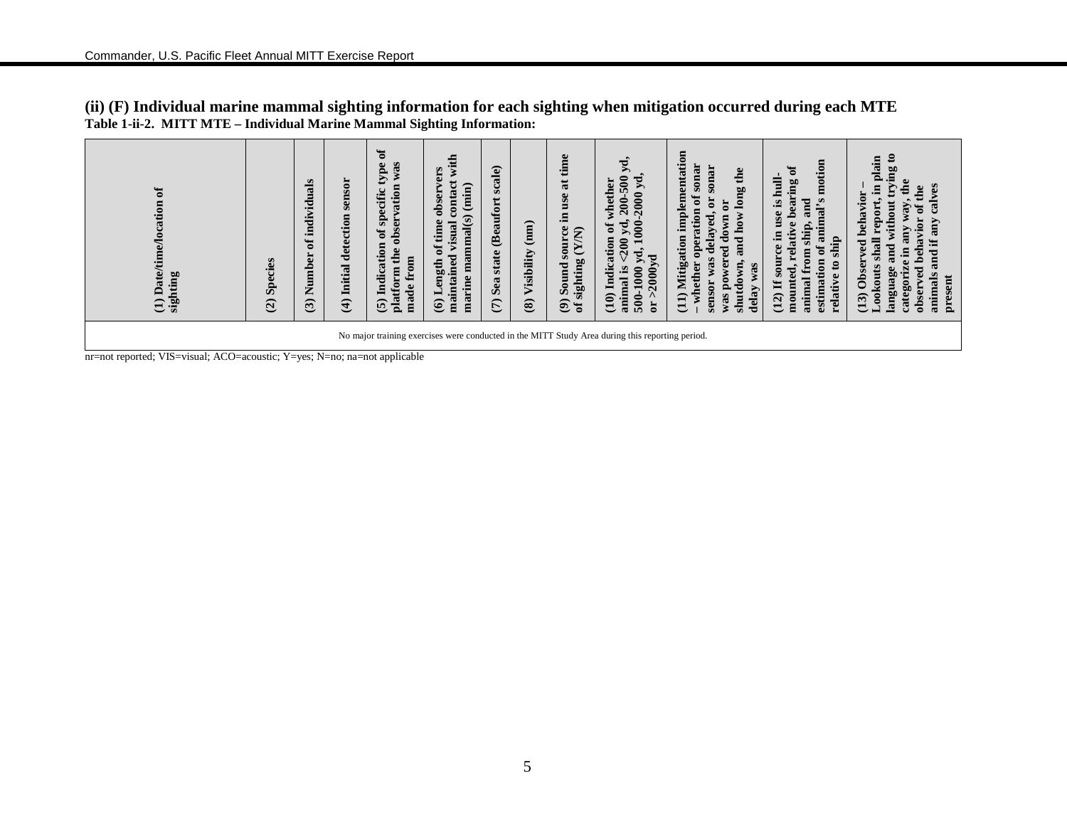**(ii) (F) Individual marine mammal sighting information for each sighting when mitigation occurred during each MTE**

**Table 1-ii-2. MITT MTE – Individual Marine Mammal Sighting Information:**

| (1) Date/time/location of sighting | (2) Species | (3) Number of individuals | (4) Initial detection sensor | (5) Indication of specific type of platform the observation was made from | (6) Length of time observers maintained visual contact with marine mammal(s) (min) | (7) Sea state (Beaufort scale) | (8) Visibility (nm) | (9) Sound source in use at time of sighting (Y/N) | (10) Indication of whether animal is <200 yd, 200-500 yd, 500-1000 yd, 1000-2000 yd, or >2000yd | (11) Mitigation implementation – whether operation of sonar sensor was delayed, or sonar was powered down or shutdown, and how long the delay was | (12) If source in use is hull-mounted, relative bearing of animal from ship, and estimation of animal's motion relative to ship | (13) Observed behavior – Lookouts shall report, in plain language and without trying to categorize in any way, the observed behavior of the animals and if any calves present |
|---|---|---|---|---|---|---|---|---|---|---|---|---|
| No major training exercises were conducted in the MITT Study Area during this reporting period. | | | | | | | | | | | | |

nr=not reported; VIS=visual; ACO=acoustic; Y=yes; N=no; na=not applicable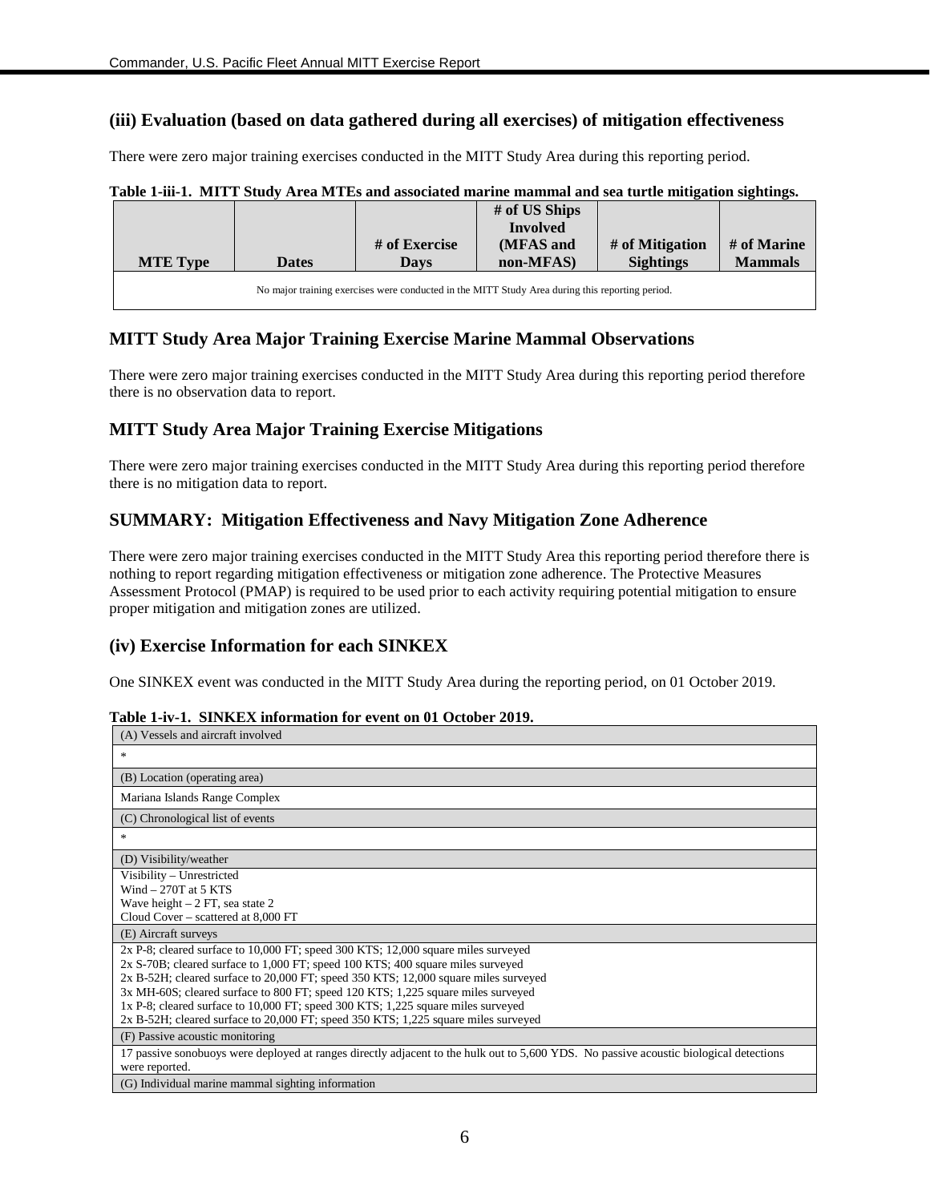### (iii) Evaluation (based on data gathered during all exercises) of mitigation effectiveness

There were zero major training exercises conducted in the MITT Study Area during this reporting period.

**Table 1-iii-1. MITT Study Area MTEs and associated marine mammal and sea turtle mitigation sightings.**

| MTE Type | Dates | # of Exercise Days | # of US Ships Involved (MFAS and non-MFAS) | # of Mitigation Sightings | # of Marine Mammals |
|---|---|---|---|---|---|
| No major training exercises were conducted in the MITT Study Area during this reporting period. | | | | | |

### MITT Study Area Major Training Exercise Marine Mammal Observations

There were zero major training exercises conducted in the MITT Study Area during this reporting period therefore there is no observation data to report.

### MITT Study Area Major Training Exercise Mitigations

There were zero major training exercises conducted in the MITT Study Area during this reporting period therefore there is no mitigation data to report.

### SUMMARY: Mitigation Effectiveness and Navy Mitigation Zone Adherence

There were zero major training exercises conducted in the MITT Study Area this reporting period therefore there is nothing to report regarding mitigation effectiveness or mitigation zone adherence. The Protective Measures Assessment Protocol (PMAP) is required to be used prior to each activity requiring potential mitigation to ensure proper mitigation and mitigation zones are utilized.

### (iv) Exercise Information for each SINKEX

One SINKEX event was conducted in the MITT Study Area during the reporting period, on 01 October 2019.

**Table 1-iv-1. SINKEX information for event on 01 October 2019.**

| (A) Vessels and aircraft involved |
|---|
| * |
| (B) Location (operating area) |
| Mariana Islands Range Complex |
| (C) Chronological list of events |
| * |
| (D) Visibility/weather |
| Visibility – Unrestricted<br>Wind – 270T at 5 KTS<br>Wave height – 2 FT, sea state 2<br>Cloud Cover – scattered at 8,000 FT |
| (E) Aircraft surveys |
| 2x P-8; cleared surface to 10,000 FT; speed 300 KTS; 12,000 square miles surveyed<br>2x S-70B; cleared surface to 1,000 FT; speed 100 KTS; 400 square miles surveyed<br>2x B-52H; cleared surface to 20,000 FT; speed 350 KTS; 12,000 square miles surveyed<br>3x MH-60S; cleared surface to 800 FT; speed 120 KTS; 1,225 square miles surveyed<br>1x P-8; cleared surface to 10,000 FT; speed 300 KTS; 1,225 square miles surveyed<br>2x B-52H; cleared surface to 20,000 FT; speed 350 KTS; 1,225 square miles surveyed |
| (F) Passive acoustic monitoring |
| 17 passive sonobuoys were deployed at ranges directly adjacent to the hulk out to 5,600 YDS. No passive acoustic biological detections were reported. |
| (G) Individual marine mammal sighting information |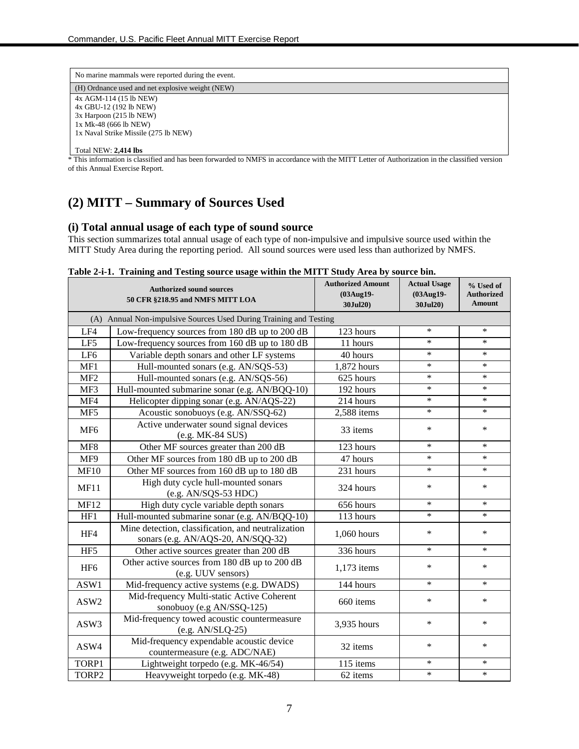| No marine mammals were reported during the event. |
|---|
| (H) Ordnance used and net explosive weight (NEW) |
| 4x AGM-114 (15 lb NEW)<br>4x GBU-12 (192 lb NEW)<br>3x Harpoon (215 lb NEW)<br>1x Mk-48 (666 lb NEW)<br>1x Naval Strike Missile (275 lb NEW)<br><br>Total NEW: **2,414 lbs** |

* This information is classified and has been forwarded to NMFS in accordance with the MITT Letter of Authorization in the classified version of this Annual Exercise Report.

## (2) MITT – Summary of Sources Used

### (i) Total annual usage of each type of sound source

This section summarizes total annual usage of each type of non-impulsive and impulsive source used within the MITT Study Area during the reporting period. All sound sources were used less than authorized by NMFS.

**Table 2-i-1. Training and Testing source usage within the MITT Study Area by source bin.**

| Authorized sound sources 50 CFR §218.95 and NMFS MITT LOA | | Authorized Amount (03Aug19-30Jul20) | Actual Usage (03Aug19-30Jul20) | % Used of Authorized Amount |
|---|---|---|---|---|
| (A) Annual Non-impulsive Sources Used During Training and Testing | | | | |
| LF4 | Low-frequency sources from 180 dB up to 200 dB | 123 hours | * | * |
| LF5 | Low-frequency sources from 160 dB up to 180 dB | 11 hours | * | * |
| LF6 | Variable depth sonars and other LF systems | 40 hours | * | * |
| MF1 | Hull-mounted sonars (e.g. AN/SQS-53) | 1,872 hours | * | * |
| MF2 | Hull-mounted sonars (e.g. AN/SQS-56) | 625 hours | * | * |
| MF3 | Hull-mounted submarine sonar (e.g. AN/BQQ-10) | 192 hours | * | * |
| MF4 | Helicopter dipping sonar (e.g. AN/AQS-22) | 214 hours | * | * |
| MF5 | Acoustic sonobuoys (e.g. AN/SSQ-62) | 2,588 items | * | * |
| MF6 | Active underwater sound signal devices (e.g. MK-84 SUS) | 33 items | * | * |
| MF8 | Other MF sources greater than 200 dB | 123 hours | * | * |
| MF9 | Other MF sources from 180 dB up to 200 dB | 47 hours | * | * |
| MF10 | Other MF sources from 160 dB up to 180 dB | 231 hours | * | * |
| MF11 | High duty cycle hull-mounted sonars (e.g. AN/SQS-53 HDC) | 324 hours | * | * |
| MF12 | High duty cycle variable depth sonars | 656 hours | * | * |
| HF1 | Hull-mounted submarine sonar (e.g. AN/BQQ-10) | 113 hours | * | * |
| HF4 | Mine detection, classification, and neutralization sonars (e.g. AN/AQS-20, AN/SQQ-32) | 1,060 hours | * | * |
| HF5 | Other active sources greater than 200 dB | 336 hours | * | * |
| HF6 | Other active sources from 180 dB up to 200 dB (e.g. UUV sensors) | 1,173 items | * | * |
| ASW1 | Mid-frequency active systems (e.g. DWADS) | 144 hours | * | * |
| ASW2 | Mid-frequency Multi-static Active Coherent sonobuoy (e.g AN/SSQ-125) | 660 items | * | * |
| ASW3 | Mid-frequency towed acoustic countermeasure (e.g. AN/SLQ-25) | 3,935 hours | * | * |
| ASW4 | Mid-frequency expendable acoustic device countermeasure (e.g. ADC/NAE) | 32 items | * | * |
| TORP1 | Lightweight torpedo (e.g. MK-46/54) | 115 items | * | * |
| TORP2 | Heavyweight torpedo (e.g. MK-48) | 62 items | * | * |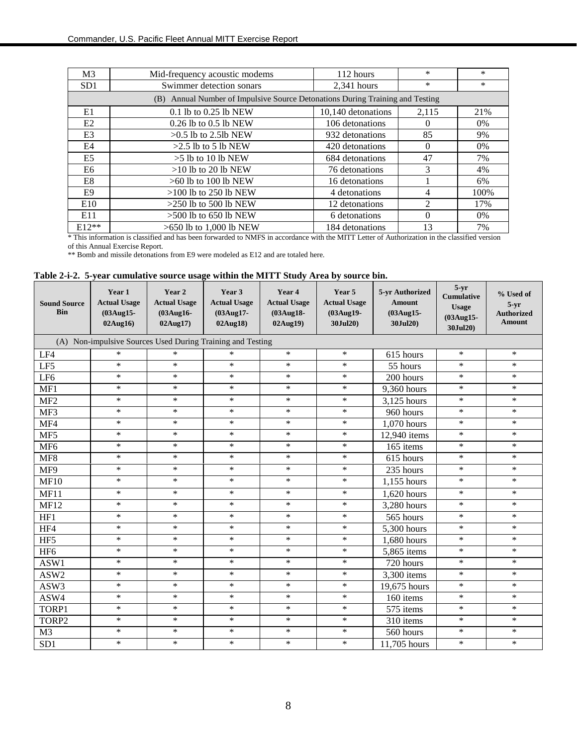| M3 | Mid-frequency acoustic modems | 112 hours | * | * |
|---|---|---|---|---|
| SD1 | Swimmer detection sonars | 2,341 hours | * | * |
| (B) Annual Number of Impulsive Source Detonations During Training and Testing | | | | |
| E1 | 0.1 lb to 0.25 lb NEW | 10,140 detonations | 2,115 | 21% |
| E2 | 0.26 lb to 0.5 lb NEW | 106 detonations | 0 | 0% |
| E3 | >0.5 lb to 2.5lb NEW | 932 detonations | 85 | 9% |
| E4 | >2.5 lb to 5 lb NEW | 420 detonations | 0 | 0% |
| E5 | >5 lb to 10 lb NEW | 684 detonations | 47 | 7% |
| E6 | >10 lb to 20 lb NEW | 76 detonations | 3 | 4% |
| E8 | >60 lb to 100 lb NEW | 16 detonations | 1 | 6% |
| E9 | >100 lb to 250 lb NEW | 4 detonations | 4 | 100% |
| E10 | >250 lb to 500 lb NEW | 12 detonations | 2 | 17% |
| E11 | >500 lb to 650 lb NEW | 6 detonations | 0 | 0% |
| E12** | >650 lb to 1,000 lb NEW | 184 detonations | 13 | 7% |

* This information is classified and has been forwarded to NMFS in accordance with the MITT Letter of Authorization in the classified version of this Annual Exercise Report.

** Bomb and missile detonations from E9 were modeled as E12 and are totaled here.

**Table 2-i-2. 5-year cumulative source usage within the MITT Study Area by source bin.**

| Sound Source Bin | Year 1 Actual Usage (03Aug15-02Aug16) | Year 2 Actual Usage (03Aug16-02Aug17) | Year 3 Actual Usage (03Aug17-02Aug18) | Year 4 Actual Usage (03Aug18-02Aug19) | Year 5 Actual Usage (03Aug19-30Jul20) | 5-yr Authorized Amount (03Aug15-30Jul20) | 5-yr Cumulative Usage (03Aug15-30Jul20) | % Used of 5-yr Authorized Amount |
|---|---|---|---|---|---|---|---|---|
| (A) Non-impulsive Sources Used During Training and Testing | | | | | | | | |
| LF4 | * | * | * | * | * | 615 hours | * | * |
| LF5 | * | * | * | * | * | 55 hours | * | * |
| LF6 | * | * | * | * | * | 200 hours | * | * |
| MF1 | * | * | * | * | * | 9,360 hours | * | * |
| MF2 | * | * | * | * | * | 3,125 hours | * | * |
| MF3 | * | * | * | * | * | 960 hours | * | * |
| MF4 | * | * | * | * | * | 1,070 hours | * | * |
| MF5 | * | * | * | * | * | 12,940 items | * | * |
| MF6 | * | * | * | * | * | 165 items | * | * |
| MF8 | * | * | * | * | * | 615 hours | * | * |
| MF9 | * | * | * | * | * | 235 hours | * | * |
| MF10 | * | * | * | * | * | 1,155 hours | * | * |
| MF11 | * | * | * | * | * | 1,620 hours | * | * |
| MF12 | * | * | * | * | * | 3,280 hours | * | * |
| HF1 | * | * | * | * | * | 565 hours | * | * |
| HF4 | * | * | * | * | * | 5,300 hours | * | * |
| HF5 | * | * | * | * | * | 1,680 hours | * | * |
| HF6 | * | * | * | * | * | 5,865 items | * | * |
| ASW1 | * | * | * | * | * | 720 hours | * | * |
| ASW2 | * | * | * | * | * | 3,300 items | * | * |
| ASW3 | * | * | * | * | * | 19,675 hours | * | * |
| ASW4 | * | * | * | * | * | 160 items | * | * |
| TORP1 | * | * | * | * | * | 575 items | * | * |
| TORP2 | * | * | * | * | * | 310 items | * | * |
| M3 | * | * | * | * | * | 560 hours | * | * |
| SD1 | * | * | * | * | * | 11,705 hours | * | * |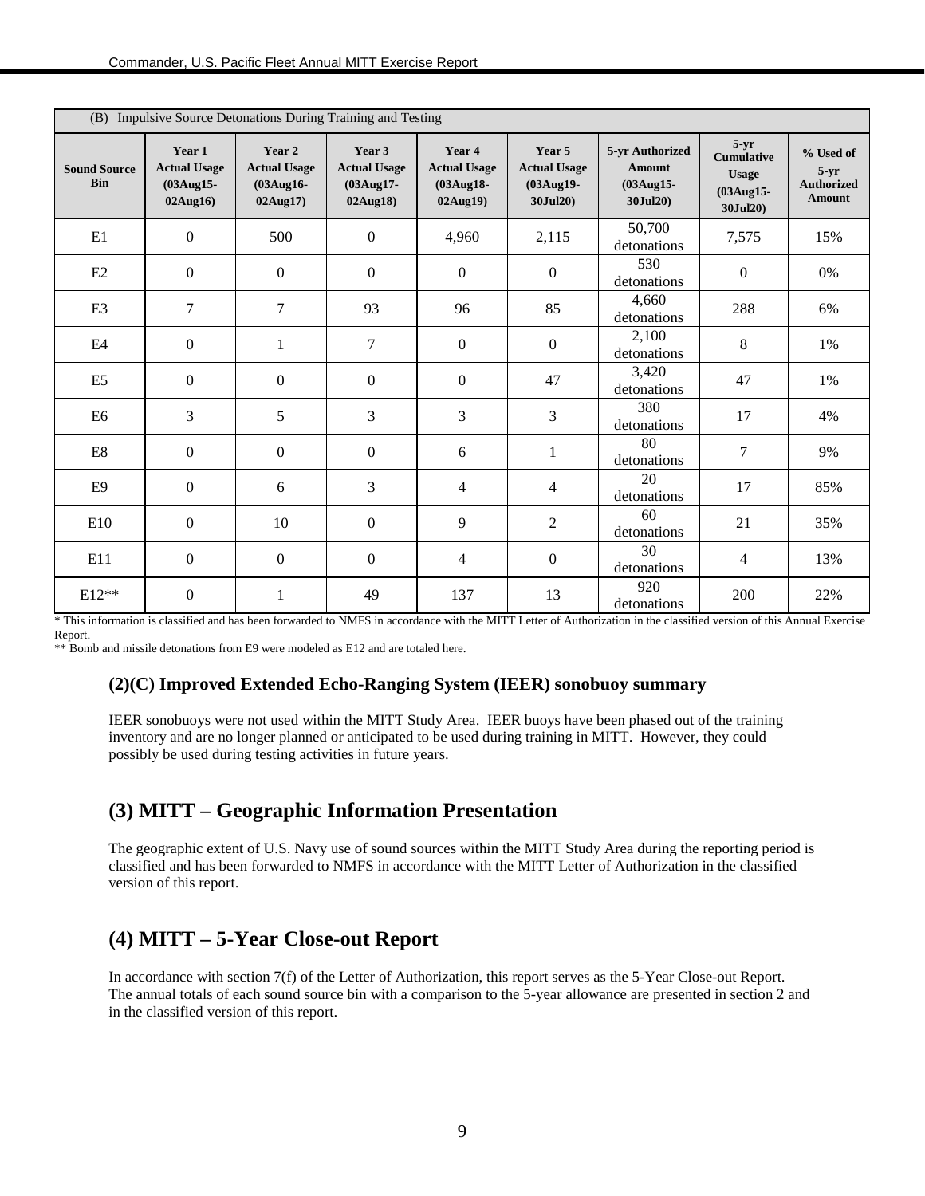| (B) Impulsive Source Detonations During Training and Testing | | | | | | | | |
|---|---|---|---|---|---|---|---|---|
| **Sound Source Bin** | **Year 1 Actual Usage (03Aug15-02Aug16)** | **Year 2 Actual Usage (03Aug16-02Aug17)** | **Year 3 Actual Usage (03Aug17-02Aug18)** | **Year 4 Actual Usage (03Aug18-02Aug19)** | **Year 5 Actual Usage (03Aug19-30Jul20)** | **5-yr Authorized Amount (03Aug15-30Jul20)** | **5-yr Cumulative Usage (03Aug15-30Jul20)** | **% Used of 5-yr Authorized Amount** |
| E1 | 0 | 500 | 0 | 4,960 | 2,115 | 50,700 detonations | 7,575 | 15% |
| E2 | 0 | 0 | 0 | 0 | 0 | 530 detonations | 0 | 0% |
| E3 | 7 | 7 | 93 | 96 | 85 | 4,660 detonations | 288 | 6% |
| E4 | 0 | 1 | 7 | 0 | 0 | 2,100 detonations | 8 | 1% |
| E5 | 0 | 0 | 0 | 0 | 47 | 3,420 detonations | 47 | 1% |
| E6 | 3 | 5 | 3 | 3 | 3 | 380 detonations | 17 | 4% |
| E8 | 0 | 0 | 0 | 6 | 1 | 80 detonations | 7 | 9% |
| E9 | 0 | 6 | 3 | 4 | 4 | 20 detonations | 17 | 85% |
| E10 | 0 | 10 | 0 | 9 | 2 | 60 detonations | 21 | 35% |
| E11 | 0 | 0 | 0 | 4 | 0 | 30 detonations | 4 | 13% |
| E12** | 0 | 1 | 49 | 137 | 13 | 920 detonations | 200 | 22% |

* This information is classified and has been forwarded to NMFS in accordance with the MITT Letter of Authorization in the classified version of this Annual Exercise Report.

** Bomb and missile detonations from E9 were modeled as E12 and are totaled here.

### (2)(C) Improved Extended Echo-Ranging System (IEER) sonobuoy summary

IEER sonobuoys were not used within the MITT Study Area. IEER buoys have been phased out of the training inventory and are no longer planned or anticipated to be used during training in MITT. However, they could possibly be used during testing activities in future years.

## (3) MITT – Geographic Information Presentation

The geographic extent of U.S. Navy use of sound sources within the MITT Study Area during the reporting period is classified and has been forwarded to NMFS in accordance with the MITT Letter of Authorization in the classified version of this report.

## (4) MITT – 5-Year Close-out Report

In accordance with section 7(f) of the Letter of Authorization, this report serves as the 5-Year Close-out Report. The annual totals of each sound source bin with a comparison to the 5-year allowance are presented in section 2 and in the classified version of this report.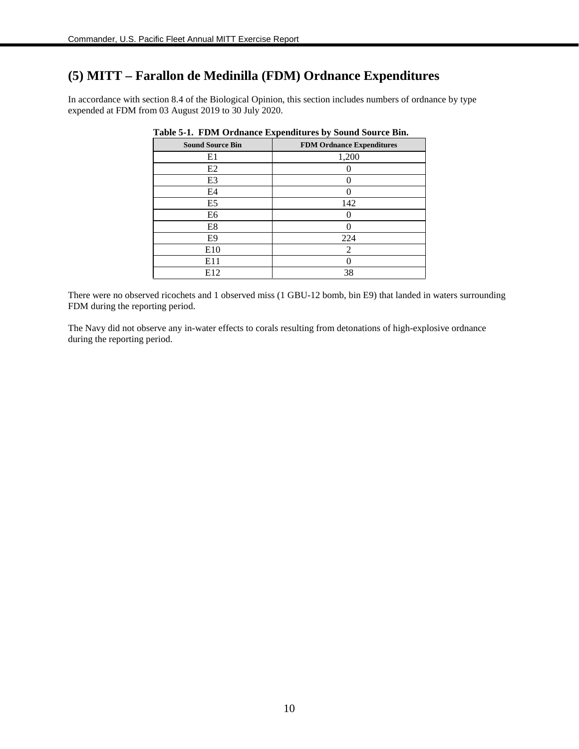## (5) MITT – Farallon de Medinilla (FDM) Ordnance Expenditures

In accordance with section 8.4 of the Biological Opinion, this section includes numbers of ordnance by type expended at FDM from 03 August 2019 to 30 July 2020.

**Table 5-1. FDM Ordnance Expenditures by Sound Source Bin.**

| Sound Source Bin | FDM Ordnance Expenditures |
|---|---|
| E1 | 1,200 |
| E2 | 0 |
| E3 | 0 |
| E4 | 0 |
| E5 | 142 |
| E6 | 0 |
| E8 | 0 |
| E9 | 224 |
| E10 | 2 |
| E11 | 0 |
| E12 | 38 |

There were no observed ricochets and 1 observed miss (1 GBU-12 bomb, bin E9) that landed in waters surrounding FDM during the reporting period.

The Navy did not observe any in-water effects to corals resulting from detonations of high-explosive ordnance during the reporting period.